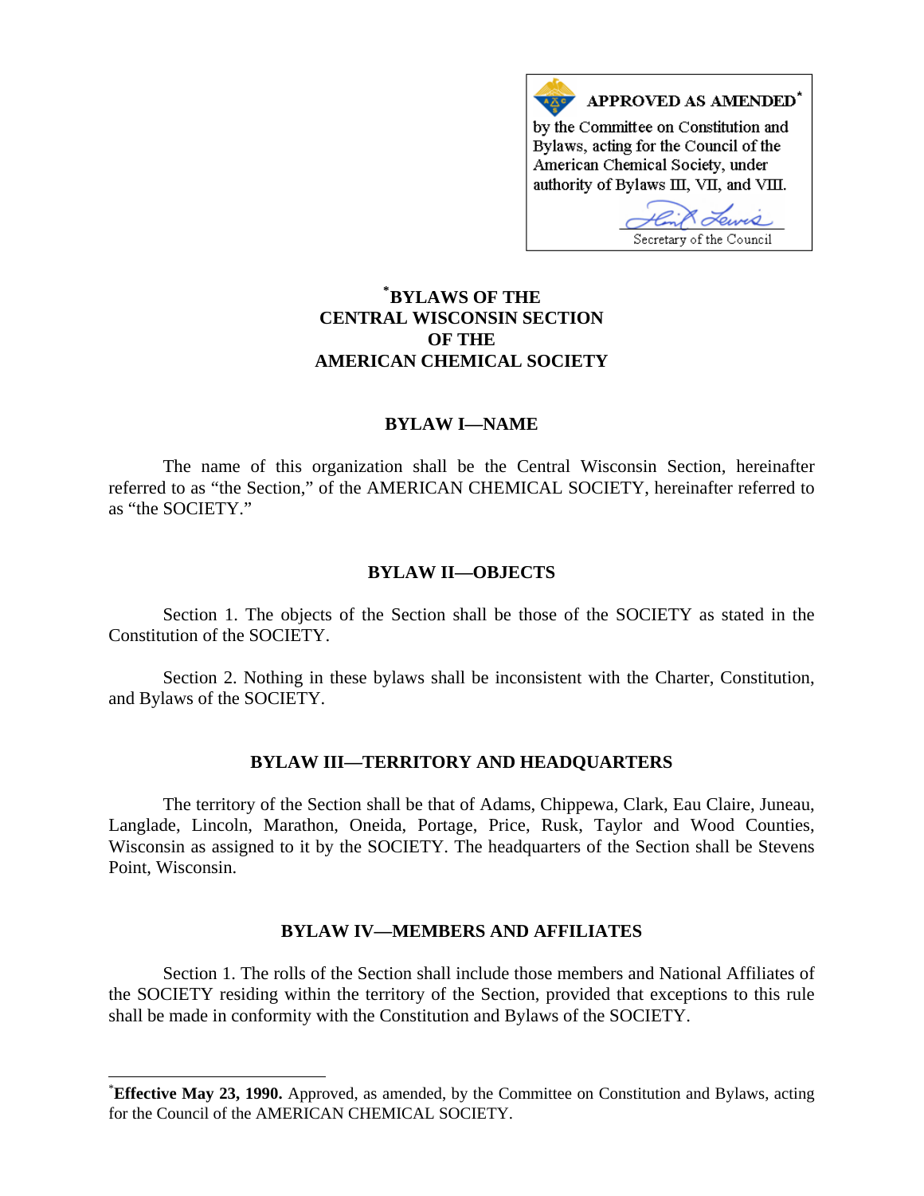**APPROVED AS AMENDED*** by the Committee on Constitution and Bylaws, acting for the Council of the American Chemical Society, under authority of Bylaws III, VII, and VIII.

Secretary of the Council

# *BYLAWS OF THE CENTRAL WISCONSIN SECTION OF THE AMERICAN CHEMICAL SOCIETY

## BYLAW I—NAME

The name of this organization shall be the Central Wisconsin Section, hereinafter referred to as "the Section," of the AMERICAN CHEMICAL SOCIETY, hereinafter referred to as "the SOCIETY."

## BYLAW II—OBJECTS

Section 1. The objects of the Section shall be those of the SOCIETY as stated in the Constitution of the SOCIETY.

Section 2. Nothing in these bylaws shall be inconsistent with the Charter, Constitution, and Bylaws of the SOCIETY.

## BYLAW III—TERRITORY AND HEADQUARTERS

The territory of the Section shall be that of Adams, Chippewa, Clark, Eau Claire, Juneau, Langlade, Lincoln, Marathon, Oneida, Portage, Price, Rusk, Taylor and Wood Counties, Wisconsin as assigned to it by the SOCIETY. The headquarters of the Section shall be Stevens Point, Wisconsin.

## BYLAW IV—MEMBERS AND AFFILIATES

Section 1. The rolls of the Section shall include those members and National Affiliates of the SOCIETY residing within the territory of the Section, provided that exceptions to this rule shall be made in conformity with the Constitution and Bylaws of the SOCIETY.

---

***Effective May 23, 1990.** Approved, as amended, by the Committee on Constitution and Bylaws, acting for the Council of the AMERICAN CHEMICAL SOCIETY.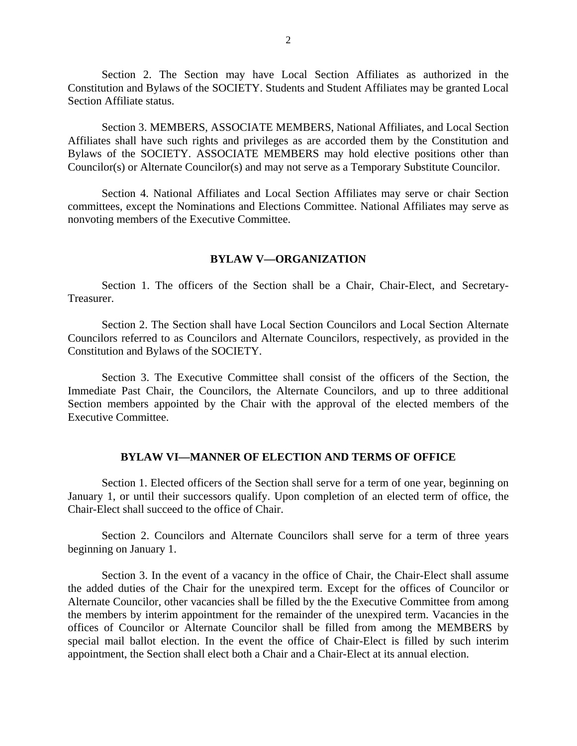Section 2. The Section may have Local Section Affiliates as authorized in the Constitution and Bylaws of the SOCIETY. Students and Student Affiliates may be granted Local Section Affiliate status.

Section 3. MEMBERS, ASSOCIATE MEMBERS, National Affiliates, and Local Section Affiliates shall have such rights and privileges as are accorded them by the Constitution and Bylaws of the SOCIETY. ASSOCIATE MEMBERS may hold elective positions other than Councilor(s) or Alternate Councilor(s) and may not serve as a Temporary Substitute Councilor.

Section 4. National Affiliates and Local Section Affiliates may serve or chair Section committees, except the Nominations and Elections Committee. National Affiliates may serve as nonvoting members of the Executive Committee.

## BYLAW V—ORGANIZATION

Section 1. The officers of the Section shall be a Chair, Chair-Elect, and Secretary-Treasurer.

Section 2. The Section shall have Local Section Councilors and Local Section Alternate Councilors referred to as Councilors and Alternate Councilors, respectively, as provided in the Constitution and Bylaws of the SOCIETY.

Section 3. The Executive Committee shall consist of the officers of the Section, the Immediate Past Chair, the Councilors, the Alternate Councilors, and up to three additional Section members appointed by the Chair with the approval of the elected members of the Executive Committee.

## BYLAW VI—MANNER OF ELECTION AND TERMS OF OFFICE

Section 1. Elected officers of the Section shall serve for a term of one year, beginning on January 1, or until their successors qualify. Upon completion of an elected term of office, the Chair-Elect shall succeed to the office of Chair.

Section 2. Councilors and Alternate Councilors shall serve for a term of three years beginning on January 1.

Section 3. In the event of a vacancy in the office of Chair, the Chair-Elect shall assume the added duties of the Chair for the unexpired term. Except for the offices of Councilor or Alternate Councilor, other vacancies shall be filled by the the Executive Committee from among the members by interim appointment for the remainder of the unexpired term. Vacancies in the offices of Councilor or Alternate Councilor shall be filled from among the MEMBERS by special mail ballot election. In the event the office of Chair-Elect is filled by such interim appointment, the Section shall elect both a Chair and a Chair-Elect at its annual election.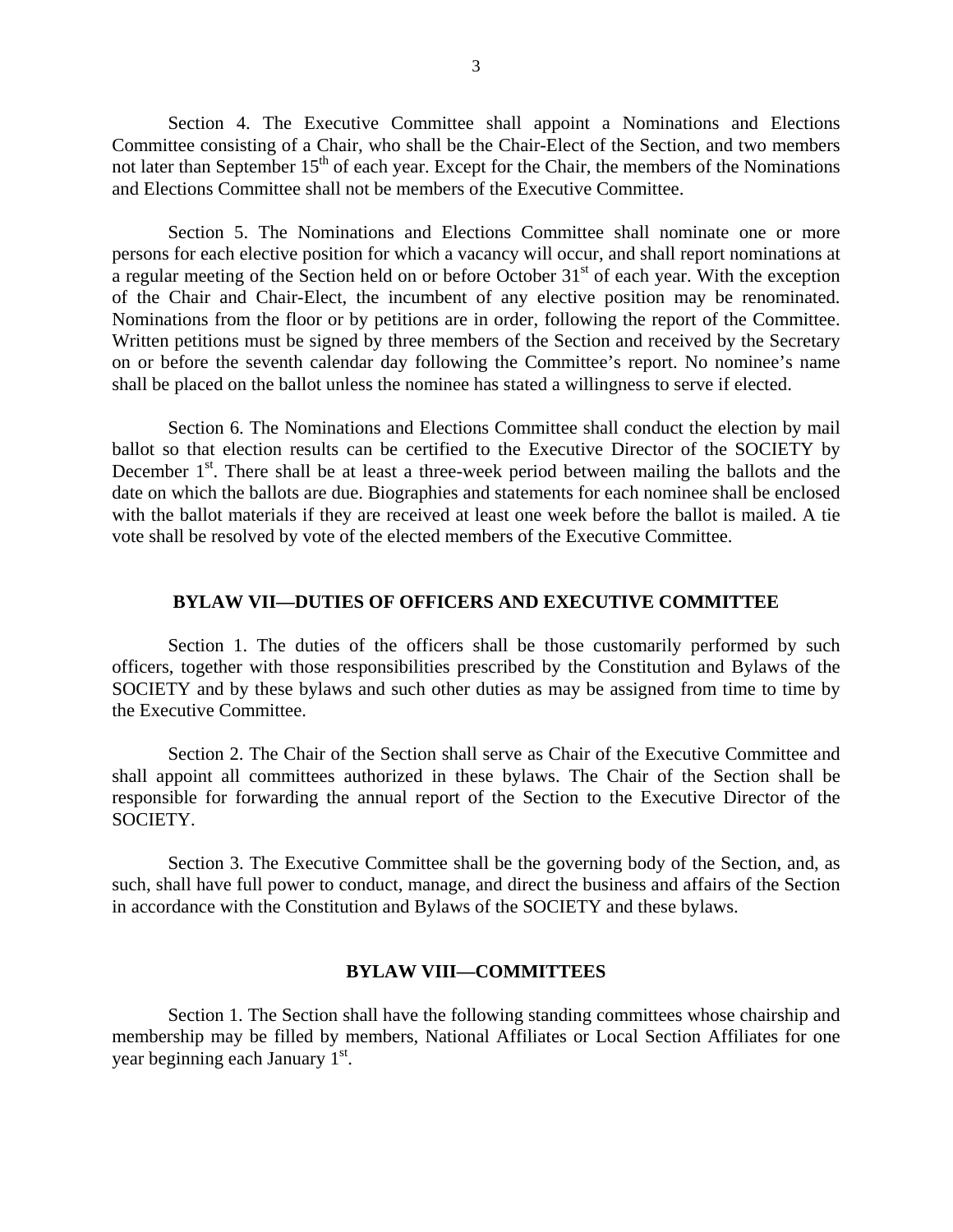Section 4. The Executive Committee shall appoint a Nominations and Elections Committee consisting of a Chair, who shall be the Chair-Elect of the Section, and two members not later than September 15th of each year. Except for the Chair, the members of the Nominations and Elections Committee shall not be members of the Executive Committee.

Section 5. The Nominations and Elections Committee shall nominate one or more persons for each elective position for which a vacancy will occur, and shall report nominations at a regular meeting of the Section held on or before October 31st of each year. With the exception of the Chair and Chair-Elect, the incumbent of any elective position may be renominated. Nominations from the floor or by petitions are in order, following the report of the Committee. Written petitions must be signed by three members of the Section and received by the Secretary on or before the seventh calendar day following the Committee's report. No nominee's name shall be placed on the ballot unless the nominee has stated a willingness to serve if elected.

Section 6. The Nominations and Elections Committee shall conduct the election by mail ballot so that election results can be certified to the Executive Director of the SOCIETY by December 1st. There shall be at least a three-week period between mailing the ballots and the date on which the ballots are due. Biographies and statements for each nominee shall be enclosed with the ballot materials if they are received at least one week before the ballot is mailed. A tie vote shall be resolved by vote of the elected members of the Executive Committee.

## BYLAW VII—DUTIES OF OFFICERS AND EXECUTIVE COMMITTEE

Section 1. The duties of the officers shall be those customarily performed by such officers, together with those responsibilities prescribed by the Constitution and Bylaws of the SOCIETY and by these bylaws and such other duties as may be assigned from time to time by the Executive Committee.

Section 2. The Chair of the Section shall serve as Chair of the Executive Committee and shall appoint all committees authorized in these bylaws. The Chair of the Section shall be responsible for forwarding the annual report of the Section to the Executive Director of the SOCIETY.

Section 3. The Executive Committee shall be the governing body of the Section, and, as such, shall have full power to conduct, manage, and direct the business and affairs of the Section in accordance with the Constitution and Bylaws of the SOCIETY and these bylaws.

## BYLAW VIII—COMMITTEES

Section 1. The Section shall have the following standing committees whose chairship and membership may be filled by members, National Affiliates or Local Section Affiliates for one year beginning each January 1st.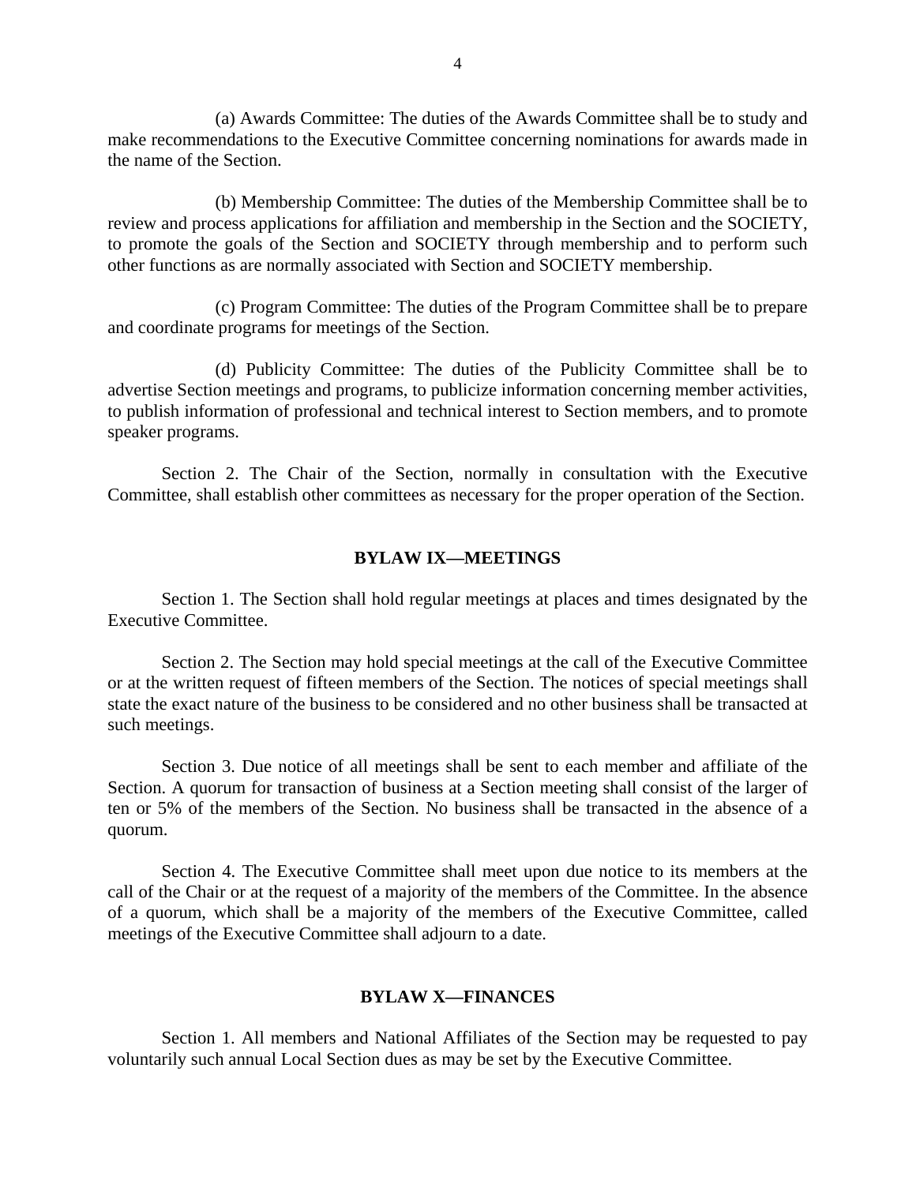(a) Awards Committee: The duties of the Awards Committee shall be to study and make recommendations to the Executive Committee concerning nominations for awards made in the name of the Section.

(b) Membership Committee: The duties of the Membership Committee shall be to review and process applications for affiliation and membership in the Section and the SOCIETY, to promote the goals of the Section and SOCIETY through membership and to perform such other functions as are normally associated with Section and SOCIETY membership.

(c) Program Committee: The duties of the Program Committee shall be to prepare and coordinate programs for meetings of the Section.

(d) Publicity Committee: The duties of the Publicity Committee shall be to advertise Section meetings and programs, to publicize information concerning member activities, to publish information of professional and technical interest to Section members, and to promote speaker programs.

Section 2. The Chair of the Section, normally in consultation with the Executive Committee, shall establish other committees as necessary for the proper operation of the Section.

## BYLAW IX—MEETINGS

Section 1. The Section shall hold regular meetings at places and times designated by the Executive Committee.

Section 2. The Section may hold special meetings at the call of the Executive Committee or at the written request of fifteen members of the Section. The notices of special meetings shall state the exact nature of the business to be considered and no other business shall be transacted at such meetings.

Section 3. Due notice of all meetings shall be sent to each member and affiliate of the Section. A quorum for transaction of business at a Section meeting shall consist of the larger of ten or 5% of the members of the Section. No business shall be transacted in the absence of a quorum.

Section 4. The Executive Committee shall meet upon due notice to its members at the call of the Chair or at the request of a majority of the members of the Committee. In the absence of a quorum, which shall be a majority of the members of the Executive Committee, called meetings of the Executive Committee shall adjourn to a date.

## BYLAW X—FINANCES

Section 1. All members and National Affiliates of the Section may be requested to pay voluntarily such annual Local Section dues as may be set by the Executive Committee.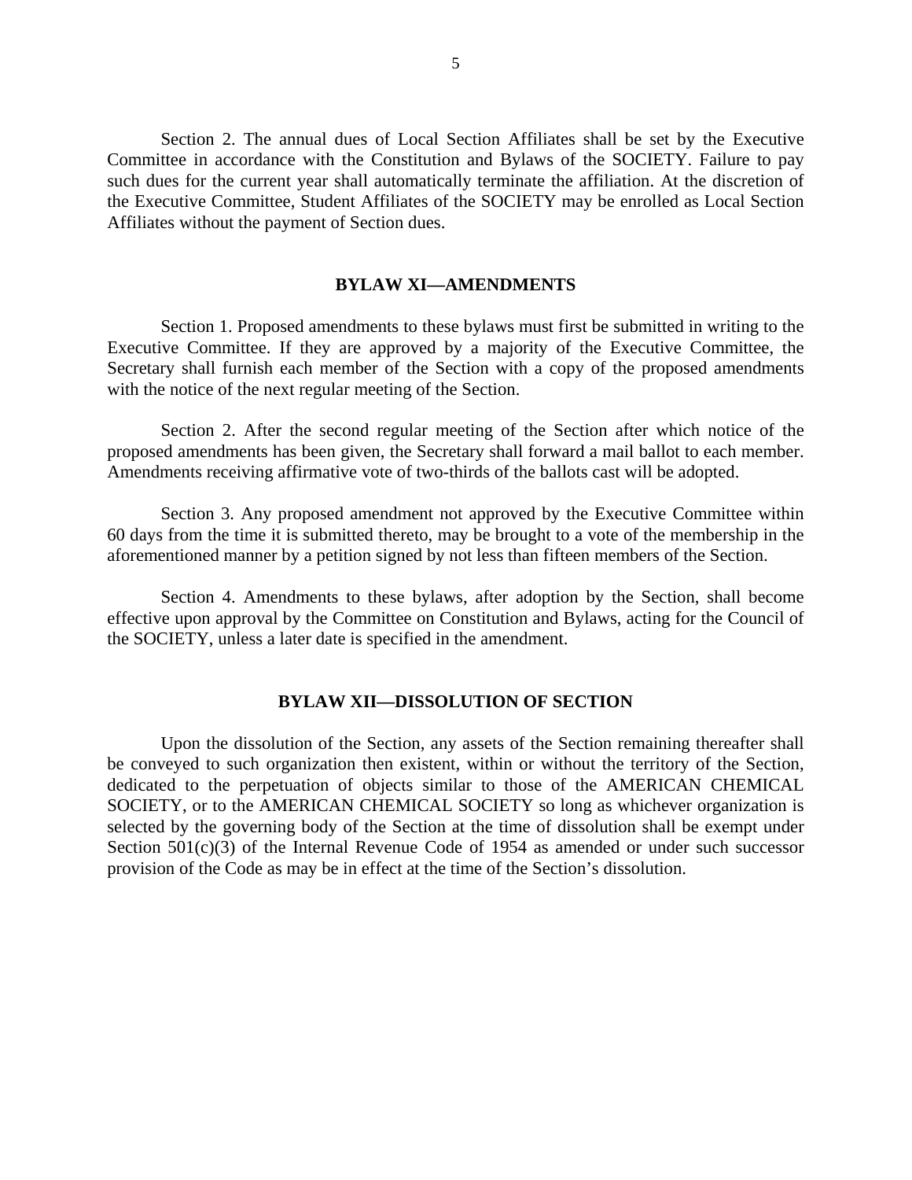Section 2. The annual dues of Local Section Affiliates shall be set by the Executive Committee in accordance with the Constitution and Bylaws of the SOCIETY. Failure to pay such dues for the current year shall automatically terminate the affiliation. At the discretion of the Executive Committee, Student Affiliates of the SOCIETY may be enrolled as Local Section Affiliates without the payment of Section dues.

## BYLAW XI—AMENDMENTS

Section 1. Proposed amendments to these bylaws must first be submitted in writing to the Executive Committee. If they are approved by a majority of the Executive Committee, the Secretary shall furnish each member of the Section with a copy of the proposed amendments with the notice of the next regular meeting of the Section.

Section 2. After the second regular meeting of the Section after which notice of the proposed amendments has been given, the Secretary shall forward a mail ballot to each member. Amendments receiving affirmative vote of two-thirds of the ballots cast will be adopted.

Section 3. Any proposed amendment not approved by the Executive Committee within 60 days from the time it is submitted thereto, may be brought to a vote of the membership in the aforementioned manner by a petition signed by not less than fifteen members of the Section.

Section 4. Amendments to these bylaws, after adoption by the Section, shall become effective upon approval by the Committee on Constitution and Bylaws, acting for the Council of the SOCIETY, unless a later date is specified in the amendment.

## BYLAW XII—DISSOLUTION OF SECTION

Upon the dissolution of the Section, any assets of the Section remaining thereafter shall be conveyed to such organization then existent, within or without the territory of the Section, dedicated to the perpetuation of objects similar to those of the AMERICAN CHEMICAL SOCIETY, or to the AMERICAN CHEMICAL SOCIETY so long as whichever organization is selected by the governing body of the Section at the time of dissolution shall be exempt under Section 501(c)(3) of the Internal Revenue Code of 1954 as amended or under such successor provision of the Code as may be in effect at the time of the Section's dissolution.